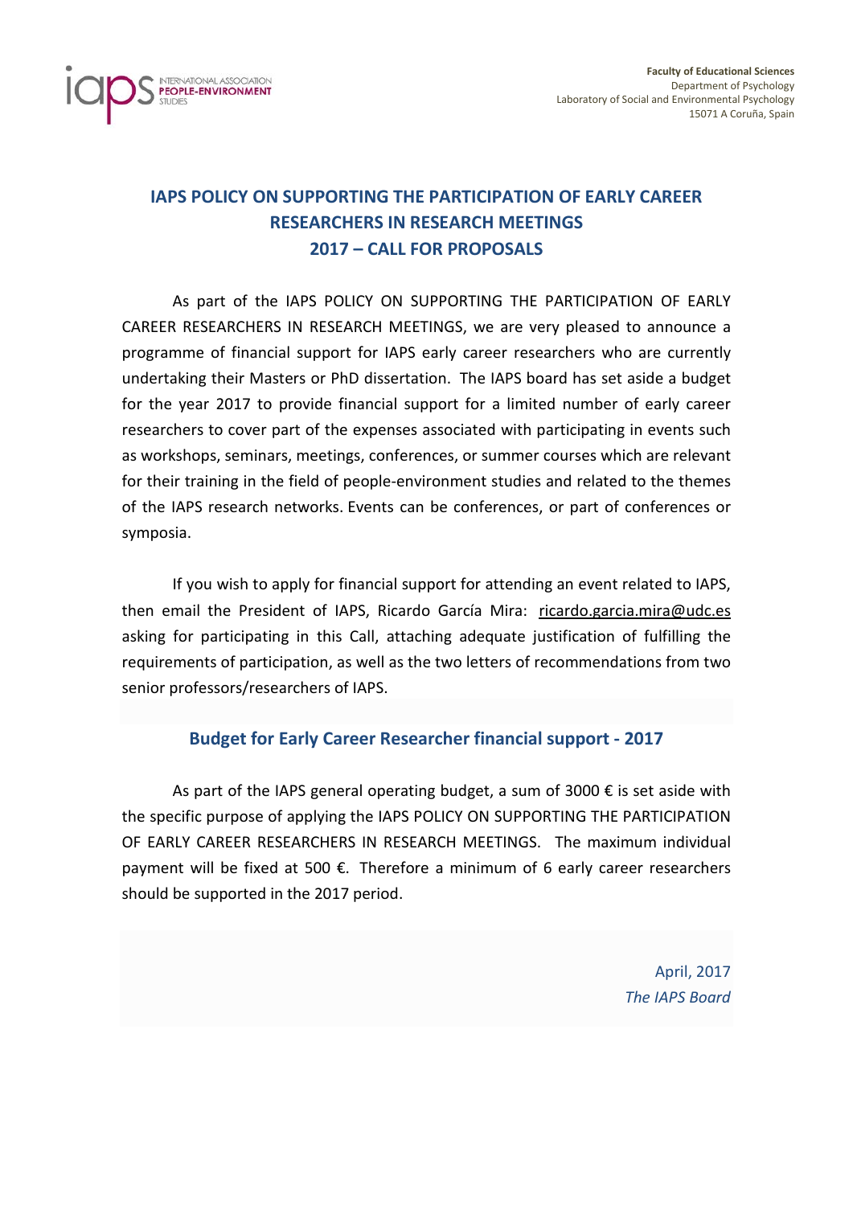INTERNATIONAL ASSOCIATION **PEOPLE-ENVIRONMENT** STUDIES

**Faculty of Educational Sciences**
Department of Psychology
Laboratory of Social and Environmental Psychology
15071 A Coruña, Spain

# IAPS POLICY ON SUPPORTING THE PARTICIPATION OF EARLY CAREER RESEARCHERS IN RESEARCH MEETINGS
# 2017 – CALL FOR PROPOSALS

As part of the IAPS POLICY ON SUPPORTING THE PARTICIPATION OF EARLY CAREER RESEARCHERS IN RESEARCH MEETINGS, we are very pleased to announce a programme of financial support for IAPS early career researchers who are currently undertaking their Masters or PhD dissertation. The IAPS board has set aside a budget for the year 2017 to provide financial support for a limited number of early career researchers to cover part of the expenses associated with participating in events such as workshops, seminars, meetings, conferences, or summer courses which are relevant for their training in the field of people-environment studies and related to the themes of the IAPS research networks. Events can be conferences, or part of conferences or symposia.

If you wish to apply for financial support for attending an event related to IAPS, then email the President of IAPS, Ricardo García Mira: ricardo.garcia.mira@udc.es asking for participating in this Call, attaching adequate justification of fulfilling the requirements of participation, as well as the two letters of recommendations from two senior professors/researchers of IAPS.

## Budget for Early Career Researcher financial support - 2017

As part of the IAPS general operating budget, a sum of 3000 € is set aside with the specific purpose of applying the IAPS POLICY ON SUPPORTING THE PARTICIPATION OF EARLY CAREER RESEARCHERS IN RESEARCH MEETINGS. The maximum individual payment will be fixed at 500 €. Therefore a minimum of 6 early career researchers should be supported in the 2017 period.

April, 2017
*The IAPS Board*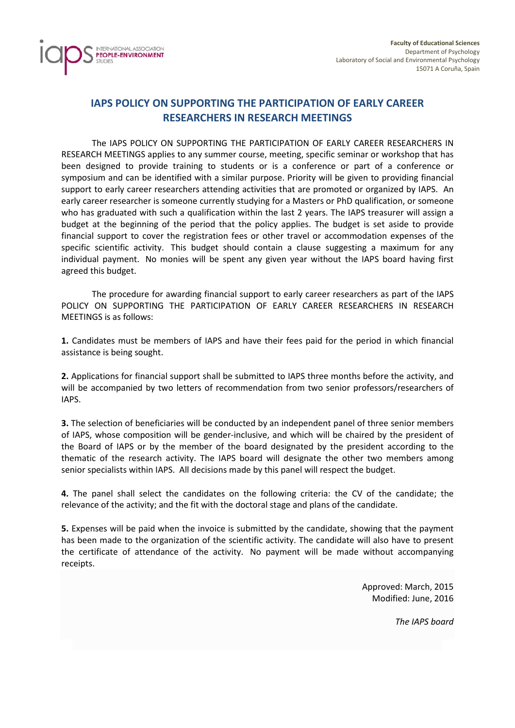INTERNATIONAL ASSOCIATION PEOPLE-ENVIRONMENT STUDIES

**Faculty of Educational Sciences**
Department of Psychology
Laboratory of Social and Environmental Psychology
15071 A Coruña, Spain

## IAPS POLICY ON SUPPORTING THE PARTICIPATION OF EARLY CAREER RESEARCHERS IN RESEARCH MEETINGS

The IAPS POLICY ON SUPPORTING THE PARTICIPATION OF EARLY CAREER RESEARCHERS IN RESEARCH MEETINGS applies to any summer course, meeting, specific seminar or workshop that has been designed to provide training to students or is a conference or part of a conference or symposium and can be identified with a similar purpose. Priority will be given to providing financial support to early career researchers attending activities that are promoted or organized by IAPS. An early career researcher is someone currently studying for a Masters or PhD qualification, or someone who has graduated with such a qualification within the last 2 years. The IAPS treasurer will assign a budget at the beginning of the period that the policy applies. The budget is set aside to provide financial support to cover the registration fees or other travel or accommodation expenses of the specific scientific activity. This budget should contain a clause suggesting a maximum for any individual payment. No monies will be spent any given year without the IAPS board having first agreed this budget.

The procedure for awarding financial support to early career researchers as part of the IAPS POLICY ON SUPPORTING THE PARTICIPATION OF EARLY CAREER RESEARCHERS IN RESEARCH MEETINGS is as follows:

**1.** Candidates must be members of IAPS and have their fees paid for the period in which financial assistance is being sought.

**2.** Applications for financial support shall be submitted to IAPS three months before the activity, and will be accompanied by two letters of recommendation from two senior professors/researchers of IAPS.

**3.** The selection of beneficiaries will be conducted by an independent panel of three senior members of IAPS, whose composition will be gender-inclusive, and which will be chaired by the president of the Board of IAPS or by the member of the board designated by the president according to the thematic of the research activity. The IAPS board will designate the other two members among senior specialists within IAPS. All decisions made by this panel will respect the budget.

**4.** The panel shall select the candidates on the following criteria: the CV of the candidate; the relevance of the activity; and the fit with the doctoral stage and plans of the candidate.

**5.** Expenses will be paid when the invoice is submitted by the candidate, showing that the payment has been made to the organization of the scientific activity. The candidate will also have to present the certificate of attendance of the activity. No payment will be made without accompanying receipts.

Approved: March, 2015
Modified: June, 2016

*The IAPS board*